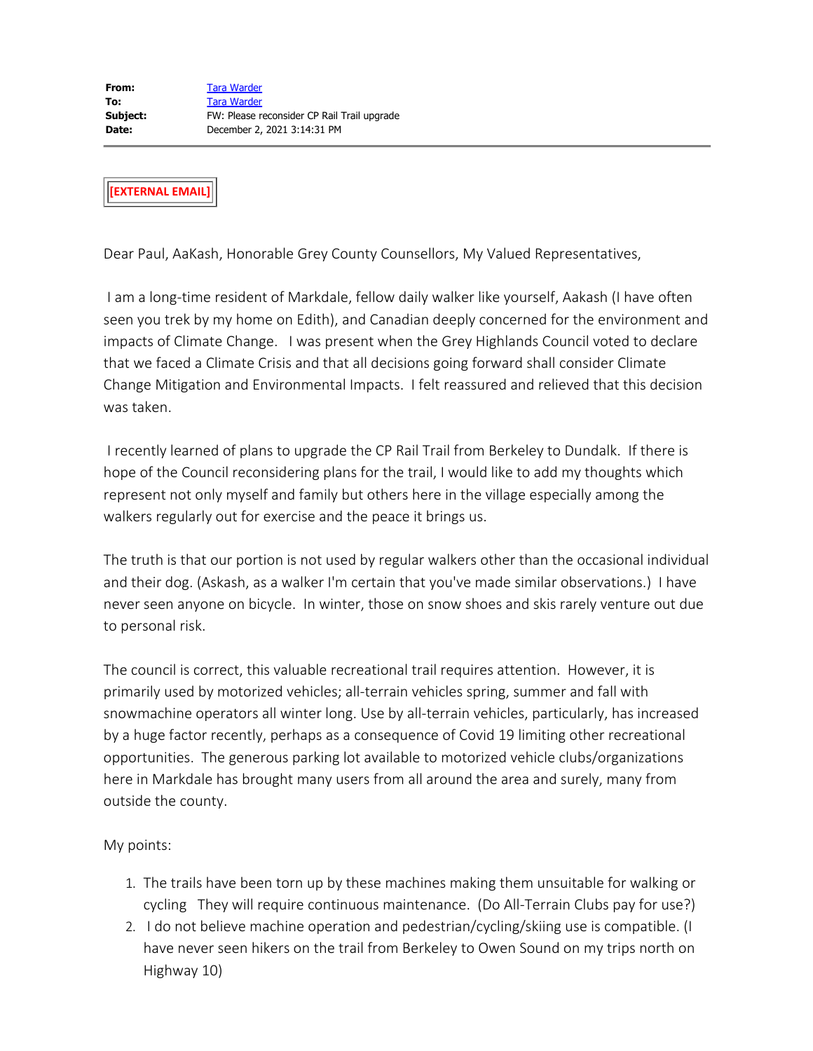**From:** Tara Warder
**To:** Tara Warder
**Subject:** FW: Please reconsider CP Rail Trail upgrade
**Date:** December 2, 2021 3:14:31 PM

---

**[EXTERNAL EMAIL]**

Dear Paul, AaKash, Honorable Grey County Counsellors, My Valued Representatives,

I am a long-time resident of Markdale, fellow daily walker like yourself, Aakash (I have often seen you trek by my home on Edith), and Canadian deeply concerned for the environment and impacts of Climate Change. I was present when the Grey Highlands Council voted to declare that we faced a Climate Crisis and that all decisions going forward shall consider Climate Change Mitigation and Environmental Impacts. I felt reassured and relieved that this decision was taken.

I recently learned of plans to upgrade the CP Rail Trail from Berkeley to Dundalk. If there is hope of the Council reconsidering plans for the trail, I would like to add my thoughts which represent not only myself and family but others here in the village especially among the walkers regularly out for exercise and the peace it brings us.

The truth is that our portion is not used by regular walkers other than the occasional individual and their dog. (Askash, as a walker I'm certain that you've made similar observations.) I have never seen anyone on bicycle. In winter, those on snow shoes and skis rarely venture out due to personal risk.

The council is correct, this valuable recreational trail requires attention. However, it is primarily used by motorized vehicles; all-terrain vehicles spring, summer and fall with snowmachine operators all winter long. Use by all-terrain vehicles, particularly, has increased by a huge factor recently, perhaps as a consequence of Covid 19 limiting other recreational opportunities. The generous parking lot available to motorized vehicle clubs/organizations here in Markdale has brought many users from all around the area and surely, many from outside the county.

My points:

1. The trails have been torn up by these machines making them unsuitable for walking or cycling They will require continuous maintenance. (Do All-Terrain Clubs pay for use?)
2. I do not believe machine operation and pedestrian/cycling/skiing use is compatible. (I have never seen hikers on the trail from Berkeley to Owen Sound on my trips north on Highway 10)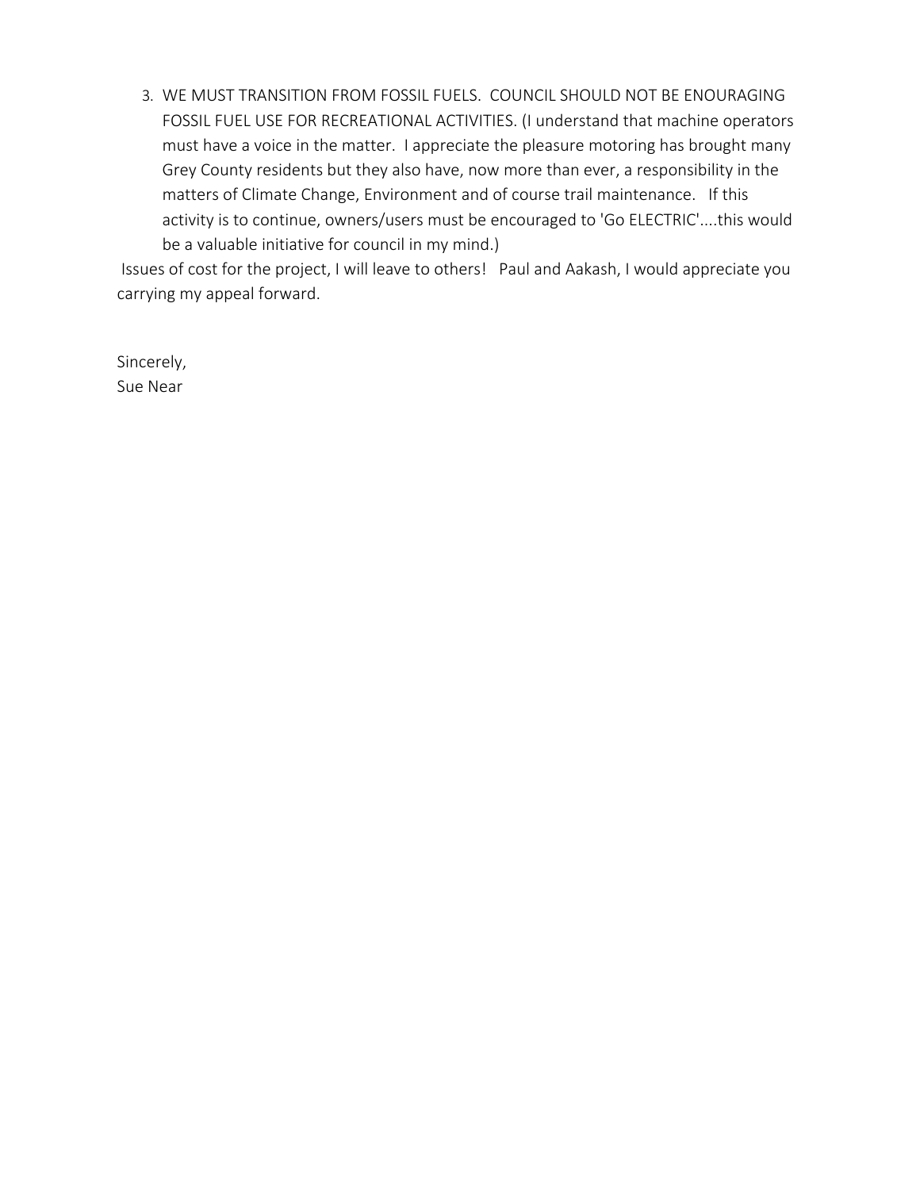3. WE MUST TRANSITION FROM FOSSIL FUELS. COUNCIL SHOULD NOT BE ENOURAGING FOSSIL FUEL USE FOR RECREATIONAL ACTIVITIES. (I understand that machine operators must have a voice in the matter. I appreciate the pleasure motoring has brought many Grey County residents but they also have, now more than ever, a responsibility in the matters of Climate Change, Environment and of course trail maintenance. If this activity is to continue, owners/users must be encouraged to 'Go ELECTRIC'....this would be a valuable initiative for council in my mind.)

Issues of cost for the project, I will leave to others! Paul and Aakash, I would appreciate you carrying my appeal forward.

Sincerely,
Sue Near